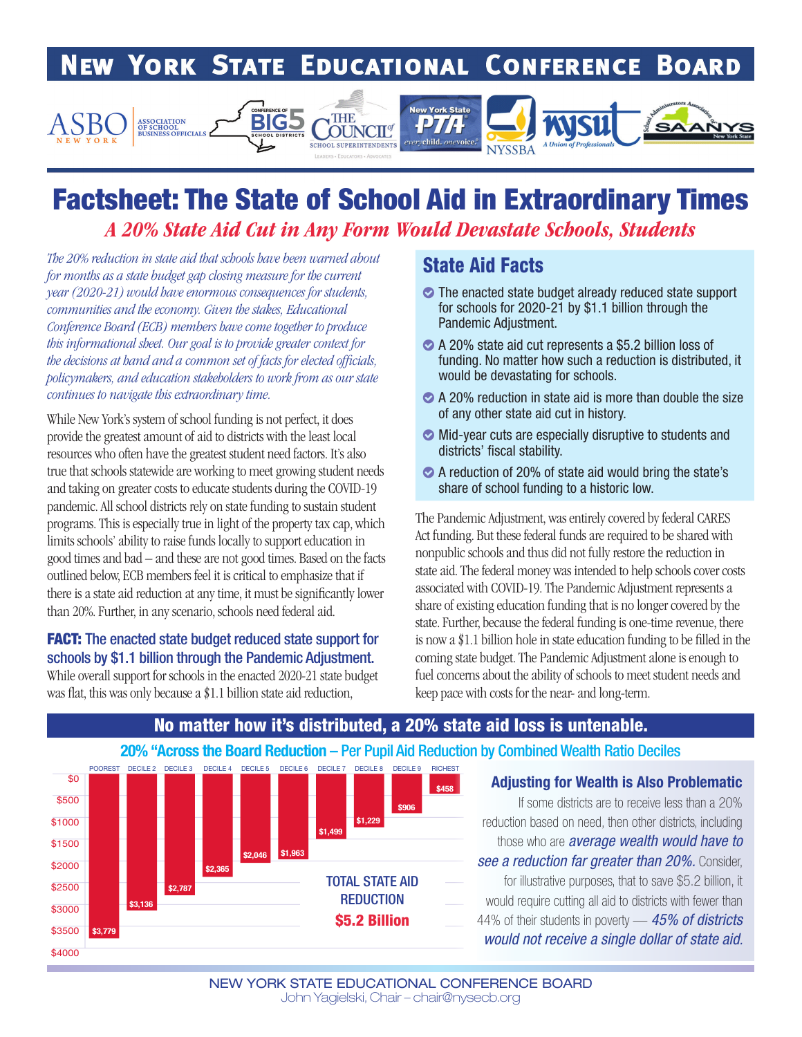# New York State Educational Conference Board

ASBO New York – Association of School Business Officials | Conference of Big 5 School Districts | The Council of School Superintendents | New York State PTA | NYSSBA | NYSUT – A Union of Professionals | SAANYS

## Factsheet: The State of School Aid in Extraordinary Times

### *A 20% State Aid Cut in Any Form Would Devastate Schools, Students*

*The 20% reduction in state aid that schools have been warned about for months as a state budget gap closing measure for the current year (2020-21) would have enormous consequences for students, communities and the economy. Given the stakes, Educational Conference Board (ECB) members have come together to produce this informational sheet. Our goal is to provide greater context for the decisions at hand and a common set of facts for elected officials, policymakers, and education stakeholders to work from as our state continues to navigate this extraordinary time.*

While New York's system of school funding is not perfect, it does provide the greatest amount of aid to districts with the least local resources who often have the greatest student need factors. It's also true that schools statewide are working to meet growing student needs and taking on greater costs to educate students during the COVID-19 pandemic. All school districts rely on state funding to sustain student programs. This is especially true in light of the property tax cap, which limits schools' ability to raise funds locally to support education in good times and bad – and these are not good times. Based on the facts outlined below, ECB members feel it is critical to emphasize that if there is a state aid reduction at any time, it must be significantly lower than 20%. Further, in any scenario, schools need federal aid.

**FACT: The enacted state budget reduced state support for schools by $1.1 billion through the Pandemic Adjustment.**
While overall support for schools in the enacted 2020-21 state budget was flat, this was only because a $1.1 billion state aid reduction,

### State Aid Facts

- The enacted state budget already reduced state support for schools for 2020-21 by $1.1 billion through the Pandemic Adjustment.
- A 20% state aid cut represents a $5.2 billion loss of funding. No matter how such a reduction is distributed, it would be devastating for schools.
- A 20% reduction in state aid is more than double the size of any other state aid cut in history.
- Mid-year cuts are especially disruptive to students and districts' fiscal stability.
- A reduction of 20% of state aid would bring the state's share of school funding to a historic low.

The Pandemic Adjustment, was entirely covered by federal CARES Act funding. But these federal funds are required to be shared with nonpublic schools and thus did not fully restore the reduction in state aid. The federal money was intended to help schools cover costs associated with COVID-19. The Pandemic Adjustment represents a share of existing education funding that is no longer covered by the state. Further, because the federal funding is one-time revenue, there is now a $1.1 billion hole in state education funding to be filled in the coming state budget. The Pandemic Adjustment alone is enough to fuel concerns about the ability of schools to meet student needs and keep pace with costs for the near- and long-term.

## No matter how it's distributed, a 20% state aid loss is untenable.

### 20% "Across the Board Reduction – Per Pupil Aid Reduction by Combined Wealth Ratio Deciles

| Decile | Per Pupil Aid Reduction |
|---|---|
| Poorest | $3,779 |
| Decile 2 | $3,136 |
| Decile 3 | $2,787 |
| Decile 4 | $2,365 |
| Decile 5 | $2,046 |
| Decile 6 | $1,963 |
| Decile 7 | $1,499 |
| Decile 8 | $1,229 |
| Decile 9 | $906 |
| Richest | $458 |

TOTAL STATE AID REDUCTION **$5.2 Billion**

### Adjusting for Wealth is Also Problematic

If some districts are to receive less than a 20% reduction based on need, then other districts, including those who are *average wealth would have to see a reduction far greater than 20%.* Consider, for illustrative purposes, that to save $5.2 billion, it would require cutting all aid to districts with fewer than 44% of their students in poverty — *45% of districts would not receive a single dollar of state aid.*

NEW YORK STATE EDUCATIONAL CONFERENCE BOARD
John Yagielski, Chair – chair@nysecb.org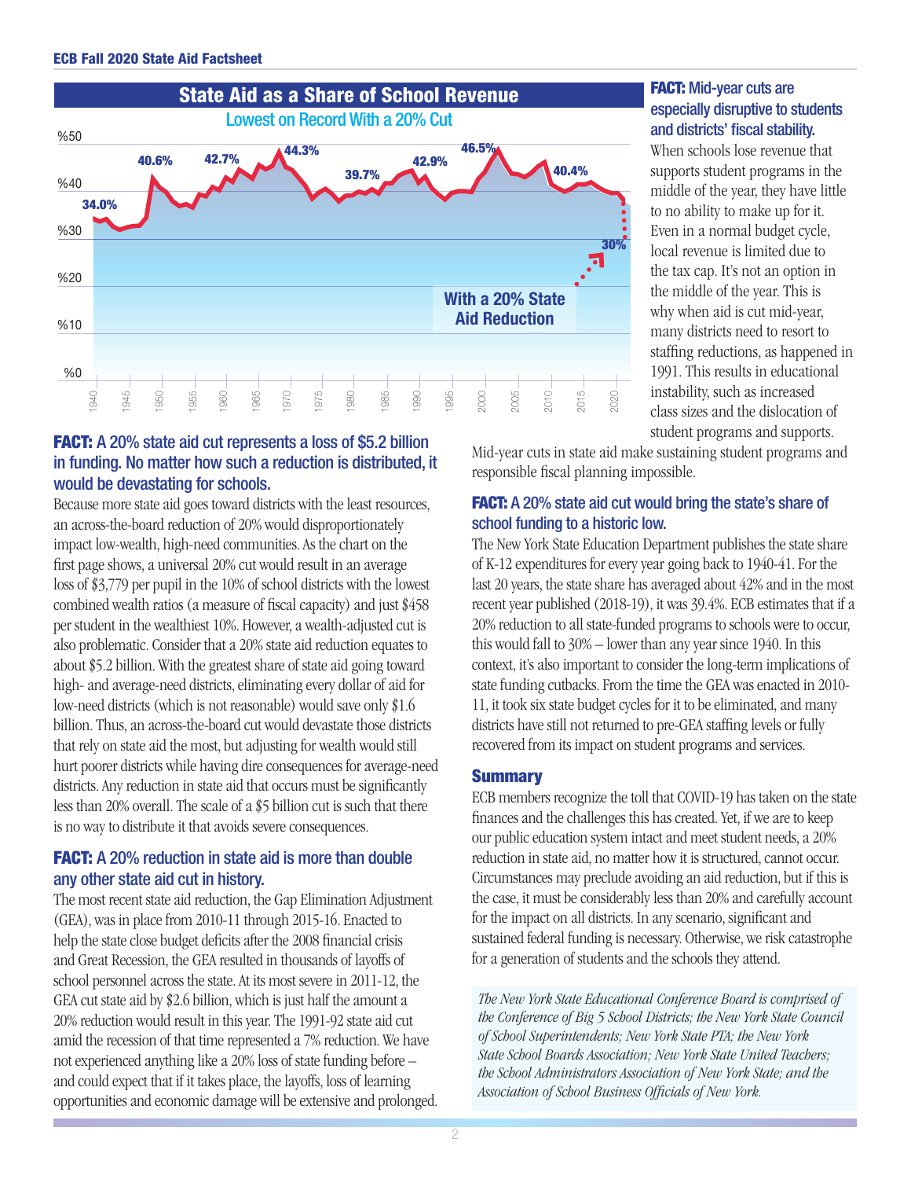## State Aid as a Share of School Revenue

Lowest on Record With a 20% Cut

%50
%40
%30
%20
%10
%0

34.0%
40.6%
42.7%
44.3%
39.7%
42.9%
46.5%
40.4%
30%

With a 20% State Aid Reduction

1940 1945 1950 1955 1960 1965 1970 1975 1980 1985 1990 1995 2000 2005 2010 2015 2020

### FACT: A 20% state aid cut represents a loss of $5.2 billion in funding. No matter how such a reduction is distributed, it would be devastating for schools.

Because more state aid goes toward districts with the least resources, an across-the-board reduction of 20% would disproportionately impact low-wealth, high-need communities. As the chart on the first page shows, a universal 20% cut would result in an average loss of $3,779 per pupil in the 10% of school districts with the lowest combined wealth ratios (a measure of fiscal capacity) and just $458 per student in the wealthiest 10%. However, a wealth-adjusted cut is also problematic. Consider that a 20% state aid reduction equates to about $5.2 billion. With the greatest share of state aid going toward high- and average-need districts, eliminating every dollar of aid for low-need districts (which is not reasonable) would save only $1.6 billion. Thus, an across-the-board cut would devastate those districts that rely on state aid the most, but adjusting for wealth would still hurt poorer districts while having dire consequences for average-need districts. Any reduction in state aid that occurs must be significantly less than 20% overall. The scale of a $5 billion cut is such that there is no way to distribute it that avoids severe consequences.

### FACT: A 20% reduction in state aid is more than double any other state aid cut in history.

The most recent state aid reduction, the Gap Elimination Adjustment (GEA), was in place from 2010-11 through 2015-16. Enacted to help the state close budget deficits after the 2008 financial crisis and Great Recession, the GEA resulted in thousands of layoffs of school personnel across the state. At its most severe in 2011-12, the GEA cut state aid by $2.6 billion, which is just half the amount a 20% reduction would result in this year. The 1991-92 state aid cut amid the recession of that time represented a 7% reduction. We have not experienced anything like a 20% loss of state funding before – and could expect that if it takes place, the layoffs, loss of learning opportunities and economic damage will be extensive and prolonged.

### FACT: Mid-year cuts are especially disruptive to students and districts' fiscal stability.

When schools lose revenue that supports student programs in the middle of the year, they have little to no ability to make up for it. Even in a normal budget cycle, local revenue is limited due to the tax cap. It's not an option in the middle of the year. This is why when aid is cut mid-year, many districts need to resort to staffing reductions, as happened in 1991. This results in educational instability, such as increased class sizes and the dislocation of student programs and supports. Mid-year cuts in state aid make sustaining student programs and responsible fiscal planning impossible.

### FACT: A 20% state aid cut would bring the state's share of school funding to a historic low.

The New York State Education Department publishes the state share of K-12 expenditures for every year going back to 1940-41. For the last 20 years, the state share has averaged about 42% and in the most recent year published (2018-19), it was 39.4%. ECB estimates that if a 20% reduction to all state-funded programs to schools were to occur, this would fall to 30% – lower than any year since 1940. In this context, it's also important to consider the long-term implications of state funding cutbacks. From the time the GEA was enacted in 2010-11, it took six state budget cycles for it to be eliminated, and many districts have still not returned to pre-GEA staffing levels or fully recovered from its impact on student programs and services.

### Summary

ECB members recognize the toll that COVID-19 has taken on the state finances and the challenges this has created. Yet, if we are to keep our public education system intact and meet student needs, a 20% reduction in state aid, no matter how it is structured, cannot occur. Circumstances may preclude avoiding an aid reduction, but if this is the case, it must be considerably less than 20% and carefully account for the impact on all districts. In any scenario, significant and sustained federal funding is necessary. Otherwise, we risk catastrophe for a generation of students and the schools they attend.

*The New York State Educational Conference Board is comprised of the Conference of Big 5 School Districts; the New York State Council of School Superintendents; New York State PTA; the New York State School Boards Association; New York State United Teachers; the School Administrators Association of New York State; and the Association of School Business Officials of New York.*